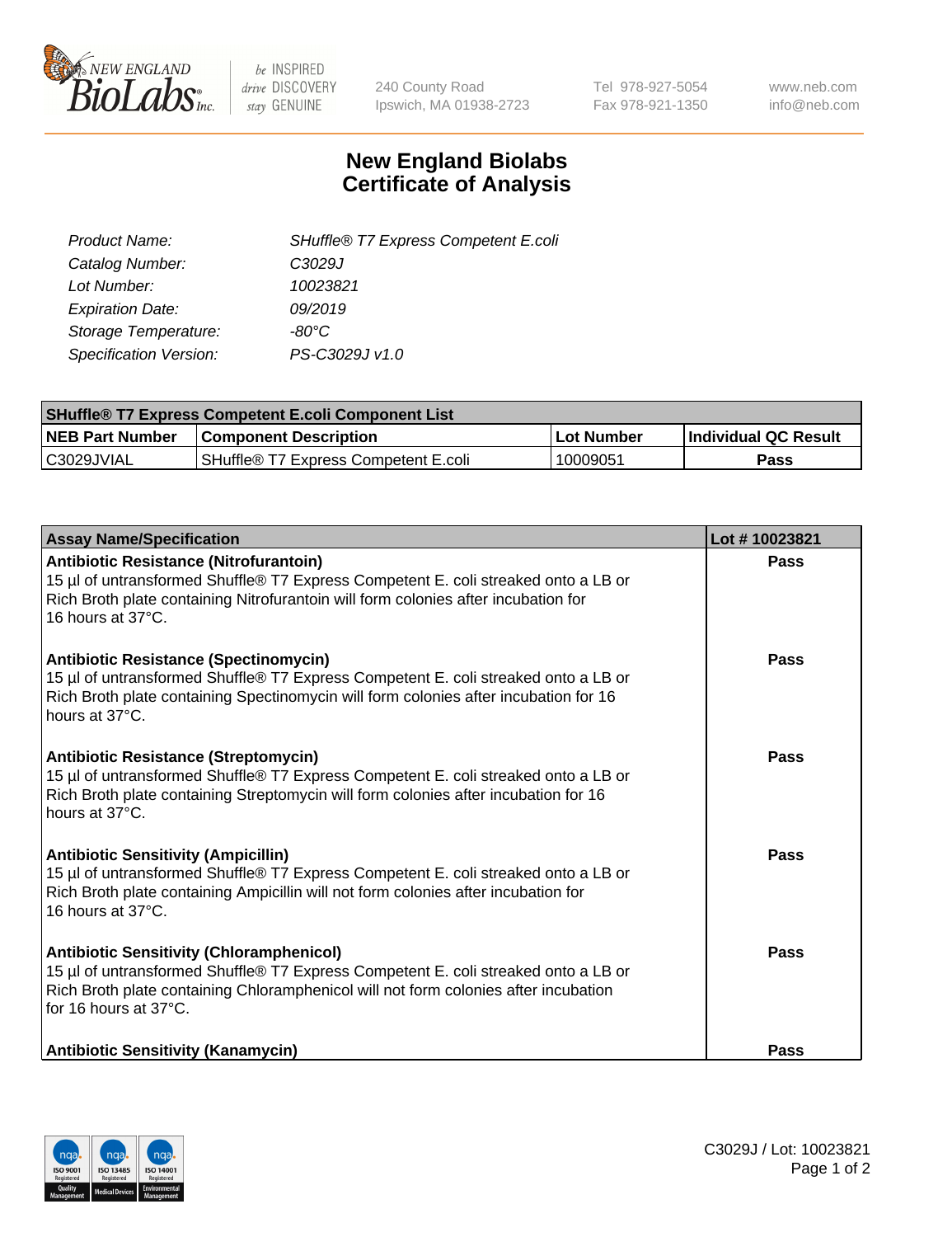# New England Biolabs Certificate of Analysis

| | |
|---|---|
| *Product Name:* | *SHuffle® T7 Express Competent E.coli* |
| *Catalog Number:* | *C3029J* |
| *Lot Number:* | *10023821* |
| *Expiration Date:* | *09/2019* |
| *Storage Temperature:* | *-80°C* |
| *Specification Version:* | *PS-C3029J v1.0* |

| **SHuffle® T7 Express Competent E.coli Component List** | | | |
|---|---|---|---|
| **NEB Part Number** | **Component Description** | **Lot Number** | **Individual QC Result** |
| C3029JVIAL | SHuffle® T7 Express Competent E.coli | 10009051 | **Pass** |

| **Assay Name/Specification** | **Lot # 10023821** |
|---|---|
| **Antibiotic Resistance (Nitrofurantoin)**<br>15 µl of untransformed Shuffle® T7 Express Competent E. coli streaked onto a LB or Rich Broth plate containing Nitrofurantoin will form colonies after incubation for 16 hours at 37°C. | **Pass** |
| **Antibiotic Resistance (Spectinomycin)**<br>15 µl of untransformed Shuffle® T7 Express Competent E. coli streaked onto a LB or Rich Broth plate containing Spectinomycin will form colonies after incubation for 16 hours at 37°C. | **Pass** |
| **Antibiotic Resistance (Streptomycin)**<br>15 µl of untransformed Shuffle® T7 Express Competent E. coli streaked onto a LB or Rich Broth plate containing Streptomycin will form colonies after incubation for 16 hours at 37°C. | **Pass** |
| **Antibiotic Sensitivity (Ampicillin)**<br>15 µl of untransformed Shuffle® T7 Express Competent E. coli streaked onto a LB or Rich Broth plate containing Ampicillin will not form colonies after incubation for 16 hours at 37°C. | **Pass** |
| **Antibiotic Sensitivity (Chloramphenicol)**<br>15 µl of untransformed Shuffle® T7 Express Competent E. coli streaked onto a LB or Rich Broth plate containing Chloramphenicol will not form colonies after incubation for 16 hours at 37°C. | **Pass** |
| **Antibiotic Sensitivity (Kanamycin)** | **Pass** |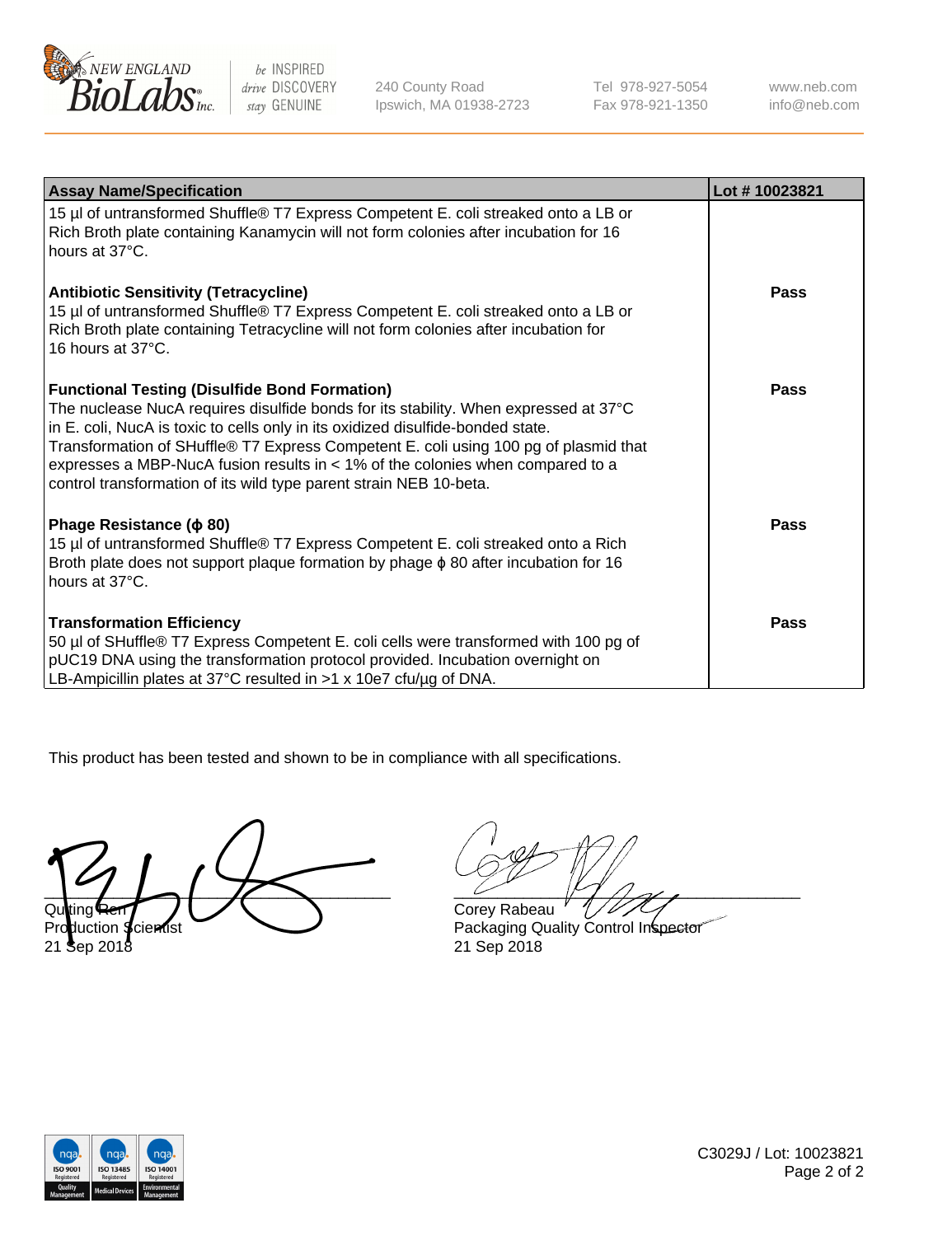| Assay Name/Specification | Lot # 10023821 |
|---|---|
| 15 µl of untransformed Shuffle® T7 Express Competent E. coli streaked onto a LB or Rich Broth plate containing Kanamycin will not form colonies after incubation for 16 hours at 37°C. | |
| **Antibiotic Sensitivity (Tetracycline)**<br>15 µl of untransformed Shuffle® T7 Express Competent E. coli streaked onto a LB or Rich Broth plate containing Tetracycline will not form colonies after incubation for 16 hours at 37°C. | **Pass** |
| **Functional Testing (Disulfide Bond Formation)**<br>The nuclease NucA requires disulfide bonds for its stability. When expressed at 37°C in E. coli, NucA is toxic to cells only in its oxidized disulfide-bonded state. Transformation of SHuffle® T7 Express Competent E. coli using 100 pg of plasmid that expresses a MBP-NucA fusion results in < 1% of the colonies when compared to a control transformation of its wild type parent strain NEB 10-beta. | **Pass** |
| **Phage Resistance (ϕ 80)**<br>15 µl of untransformed Shuffle® T7 Express Competent E. coli streaked onto a Rich Broth plate does not support plaque formation by phage ϕ 80 after incubation for 16 hours at 37°C. | **Pass** |
| **Transformation Efficiency**<br>50 µl of SHuffle® T7 Express Competent E. coli cells were transformed with 100 pg of pUC19 DNA using the transformation protocol provided. Incubation overnight on LB-Ampicillin plates at 37°C resulted in >1 x 10e7 cfu/µg of DNA. | **Pass** |

This product has been tested and shown to be in compliance with all specifications.

Quting Ren
Production Scientist
21 Sep 2018

Corey Rabeau
Packaging Quality Control Inspector
21 Sep 2018

C3029J / Lot: 10023821